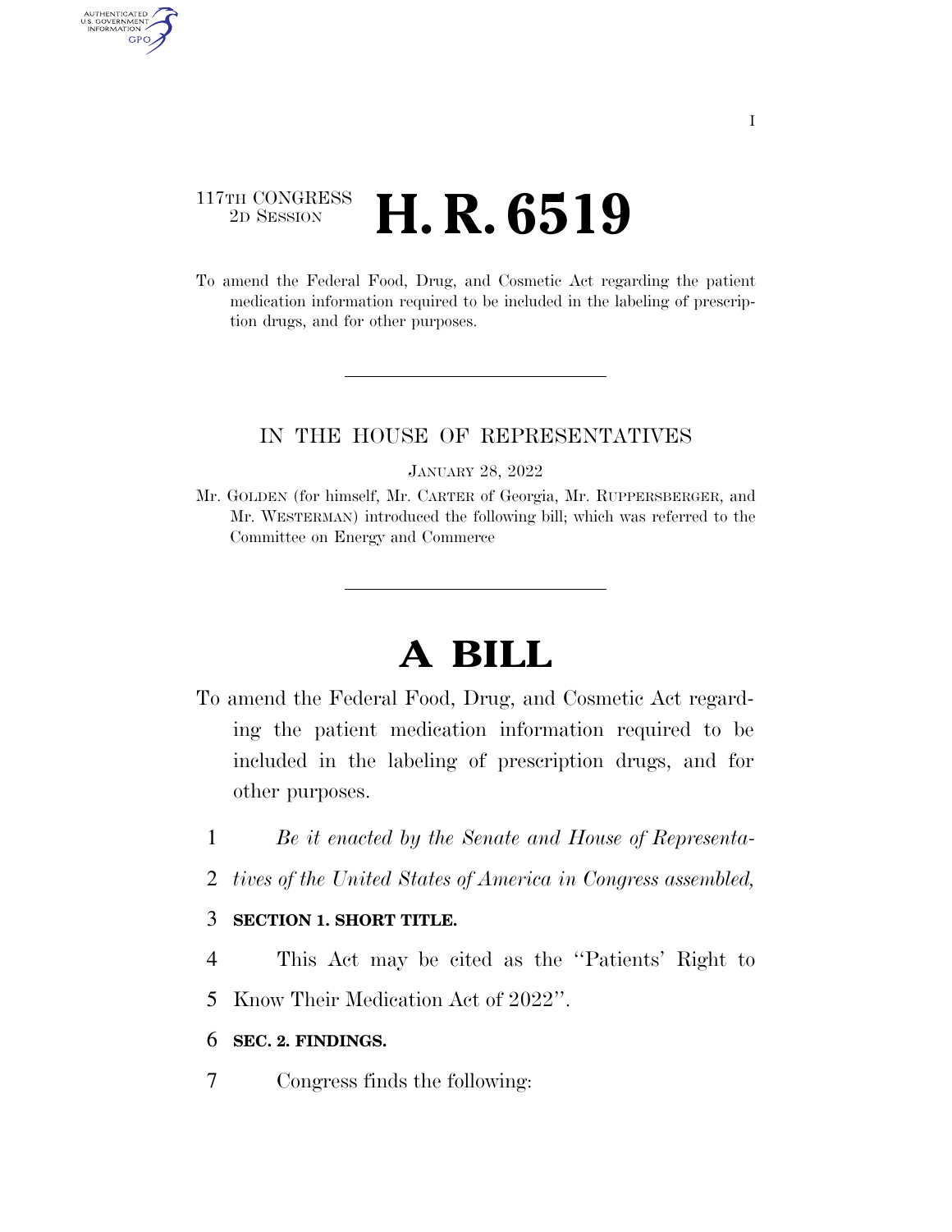117TH CONGRESS
2D SESSION

# H. R. 6519

To amend the Federal Food, Drug, and Cosmetic Act regarding the patient medication information required to be included in the labeling of prescription drugs, and for other purposes.

IN THE HOUSE OF REPRESENTATIVES

JANUARY 28, 2022

Mr. GOLDEN (for himself, Mr. CARTER of Georgia, Mr. RUPPERSBERGER, and Mr. WESTERMAN) introduced the following bill; which was referred to the Committee on Energy and Commerce

# A BILL

To amend the Federal Food, Drug, and Cosmetic Act regarding the patient medication information required to be included in the labeling of prescription drugs, and for other purposes.

*Be it enacted by the Senate and House of Representatives of the United States of America in Congress assembled,*

**SECTION 1. SHORT TITLE.**

This Act may be cited as the ''Patients' Right to Know Their Medication Act of 2022''.

**SEC. 2. FINDINGS.**

Congress finds the following: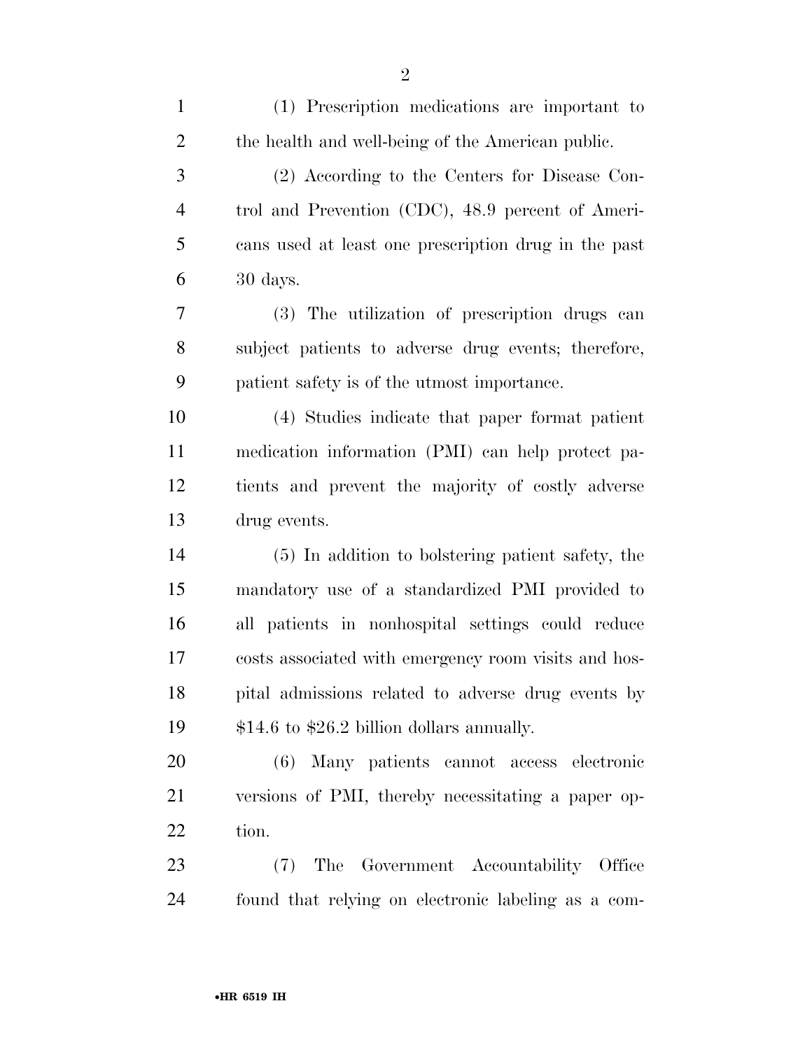(1) Prescription medications are important to the health and well-being of the American public.

(2) According to the Centers for Disease Control and Prevention (CDC), 48.9 percent of Americans used at least one prescription drug in the past 30 days.

(3) The utilization of prescription drugs can subject patients to adverse drug events; therefore, patient safety is of the utmost importance.

(4) Studies indicate that paper format patient medication information (PMI) can help protect patients and prevent the majority of costly adverse drug events.

(5) In addition to bolstering patient safety, the mandatory use of a standardized PMI provided to all patients in nonhospital settings could reduce costs associated with emergency room visits and hospital admissions related to adverse drug events by $14.6 to $26.2 billion dollars annually.

(6) Many patients cannot access electronic versions of PMI, thereby necessitating a paper option.

(7) The Government Accountability Office found that relying on electronic labeling as a com-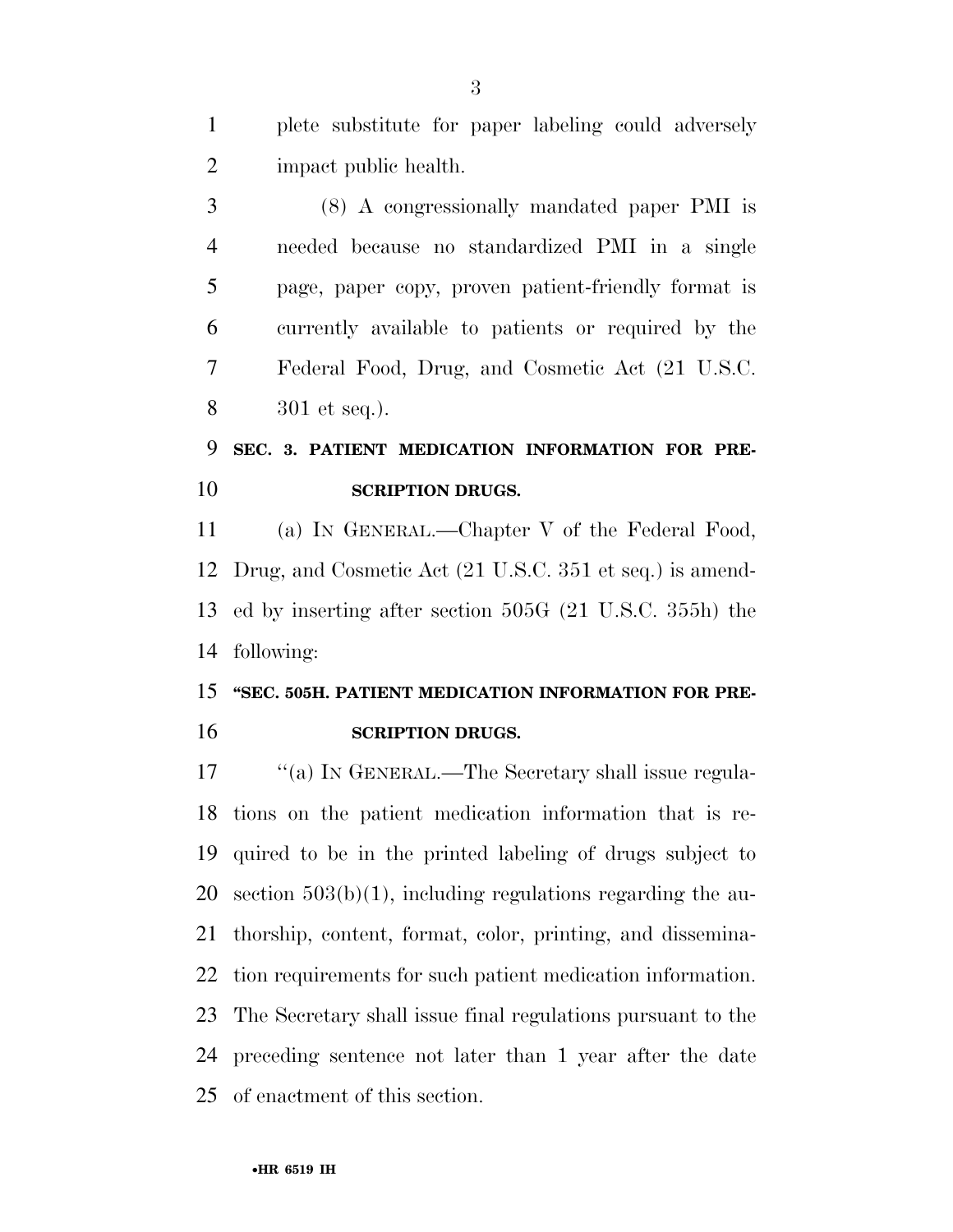plete substitute for paper labeling could adversely impact public health.

(8) A congressionally mandated paper PMI is needed because no standardized PMI in a single page, paper copy, proven patient-friendly format is currently available to patients or required by the Federal Food, Drug, and Cosmetic Act (21 U.S.C. 301 et seq.).

## SEC. 3. PATIENT MEDICATION INFORMATION FOR PRESCRIPTION DRUGS.

(a) IN GENERAL.—Chapter V of the Federal Food, Drug, and Cosmetic Act (21 U.S.C. 351 et seq.) is amended by inserting after section 505G (21 U.S.C. 355h) the following:

## "SEC. 505H. PATIENT MEDICATION INFORMATION FOR PRESCRIPTION DRUGS.

"(a) IN GENERAL.—The Secretary shall issue regulations on the patient medication information that is required to be in the printed labeling of drugs subject to section 503(b)(1), including regulations regarding the authorship, content, format, color, printing, and dissemination requirements for such patient medication information. The Secretary shall issue final regulations pursuant to the preceding sentence not later than 1 year after the date of enactment of this section.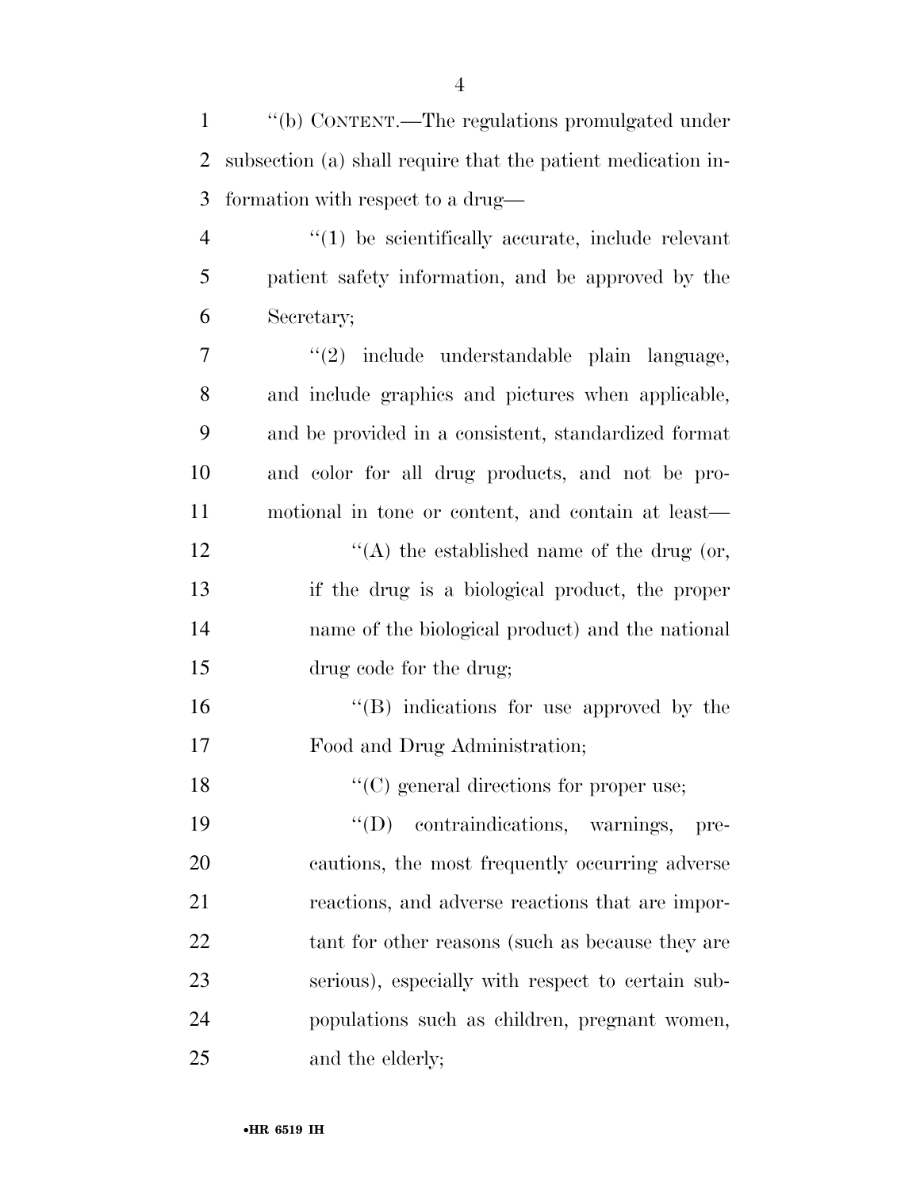''(b) CONTENT.—The regulations promulgated under subsection (a) shall require that the patient medication information with respect to a drug—

''(1) be scientifically accurate, include relevant patient safety information, and be approved by the Secretary;

''(2) include understandable plain language, and include graphics and pictures when applicable, and be provided in a consistent, standardized format and color for all drug products, and not be promotional in tone or content, and contain at least—

''(A) the established name of the drug (or, if the drug is a biological product, the proper name of the biological product) and the national drug code for the drug;

''(B) indications for use approved by the Food and Drug Administration;

''(C) general directions for proper use;

''(D) contraindications, warnings, precautions, the most frequently occurring adverse reactions, and adverse reactions that are important for other reasons (such as because they are serious), especially with respect to certain subpopulations such as children, pregnant women, and the elderly;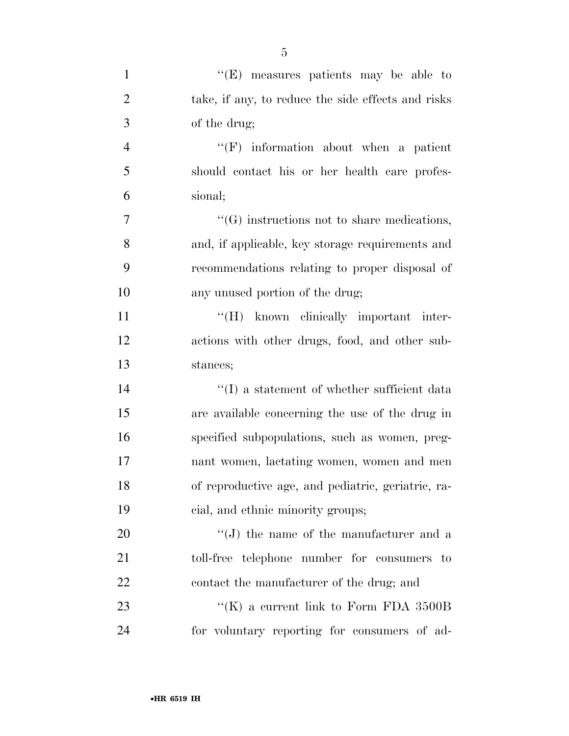''(E) measures patients may be able to take, if any, to reduce the side effects and risks of the drug;

''(F) information about when a patient should contact his or her health care professional;

''(G) instructions not to share medications, and, if applicable, key storage requirements and recommendations relating to proper disposal of any unused portion of the drug;

''(H) known clinically important interactions with other drugs, food, and other substances;

''(I) a statement of whether sufficient data are available concerning the use of the drug in specified subpopulations, such as women, pregnant women, lactating women, women and men of reproductive age, and pediatric, geriatric, racial, and ethnic minority groups;

''(J) the name of the manufacturer and a toll-free telephone number for consumers to contact the manufacturer of the drug; and

''(K) a current link to Form FDA 3500B for voluntary reporting for consumers of ad-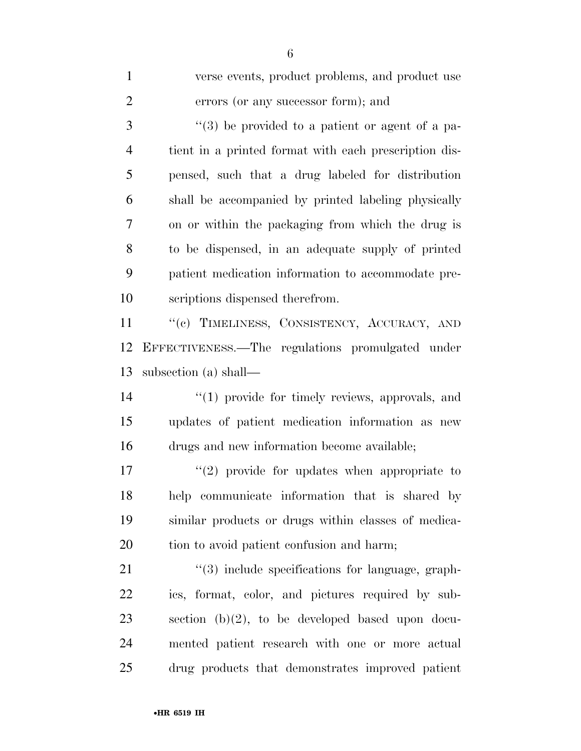verse events, product problems, and product use errors (or any successor form); and

"(3) be provided to a patient or agent of a patient in a printed format with each prescription dispensed, such that a drug labeled for distribution shall be accompanied by printed labeling physically on or within the packaging from which the drug is to be dispensed, in an adequate supply of printed patient medication information to accommodate prescriptions dispensed therefrom.

"(c) TIMELINESS, CONSISTENCY, ACCURACY, AND EFFECTIVENESS.—The regulations promulgated under subsection (a) shall—

"(1) provide for timely reviews, approvals, and updates of patient medication information as new drugs and new information become available;

"(2) provide for updates when appropriate to help communicate information that is shared by similar products or drugs within classes of medication to avoid patient confusion and harm;

"(3) include specifications for language, graphics, format, color, and pictures required by subsection (b)(2), to be developed based upon documented patient research with one or more actual drug products that demonstrates improved patient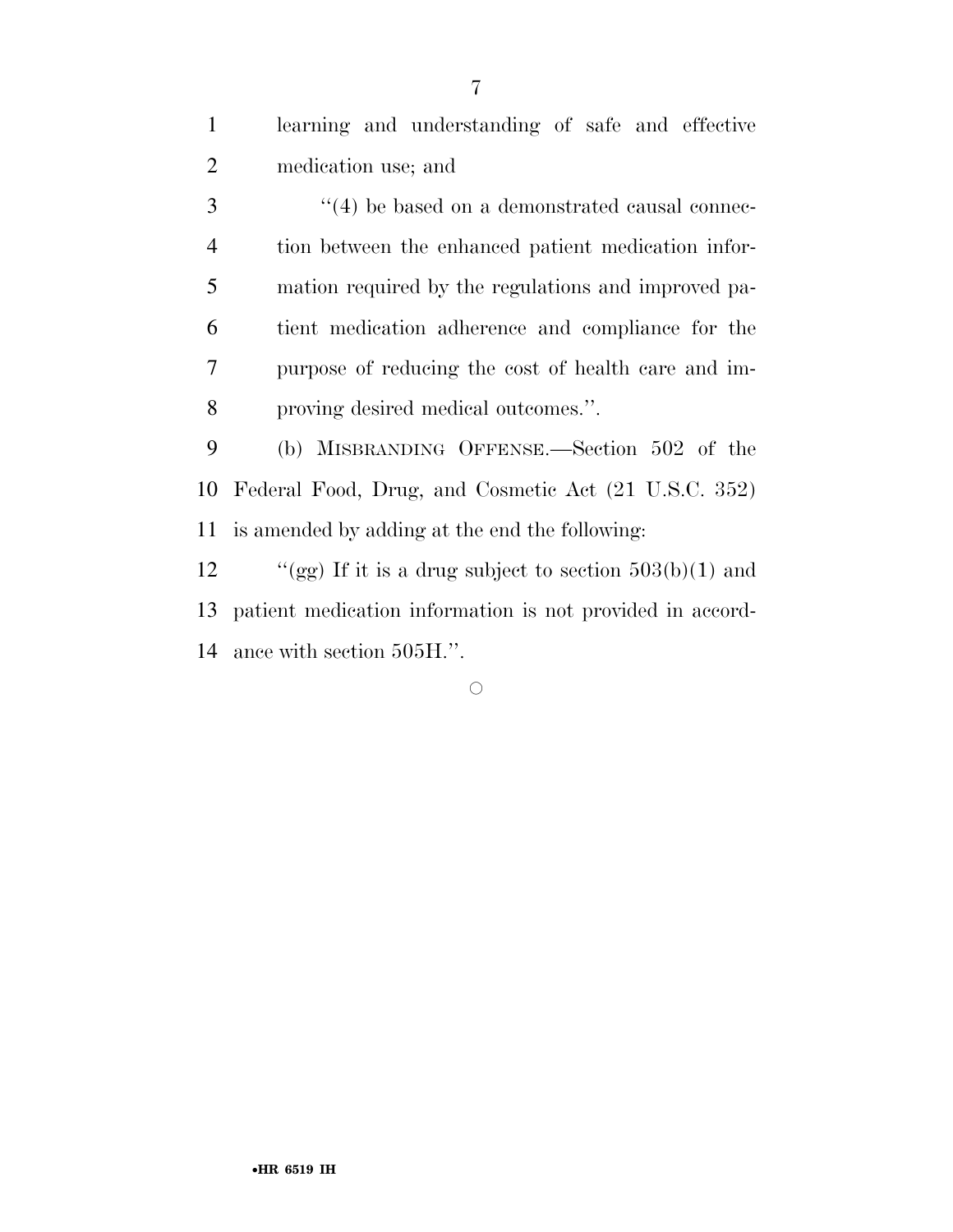learning and understanding of safe and effective medication use; and

''(4) be based on a demonstrated causal connection between the enhanced patient medication information required by the regulations and improved patient medication adherence and compliance for the purpose of reducing the cost of health care and improving desired medical outcomes.''.

(b) MISBRANDING OFFENSE.—Section 502 of the Federal Food, Drug, and Cosmetic Act (21 U.S.C. 352) is amended by adding at the end the following:

''(gg) If it is a drug subject to section 503(b)(1) and patient medication information is not provided in accordance with section 505H.''.

○